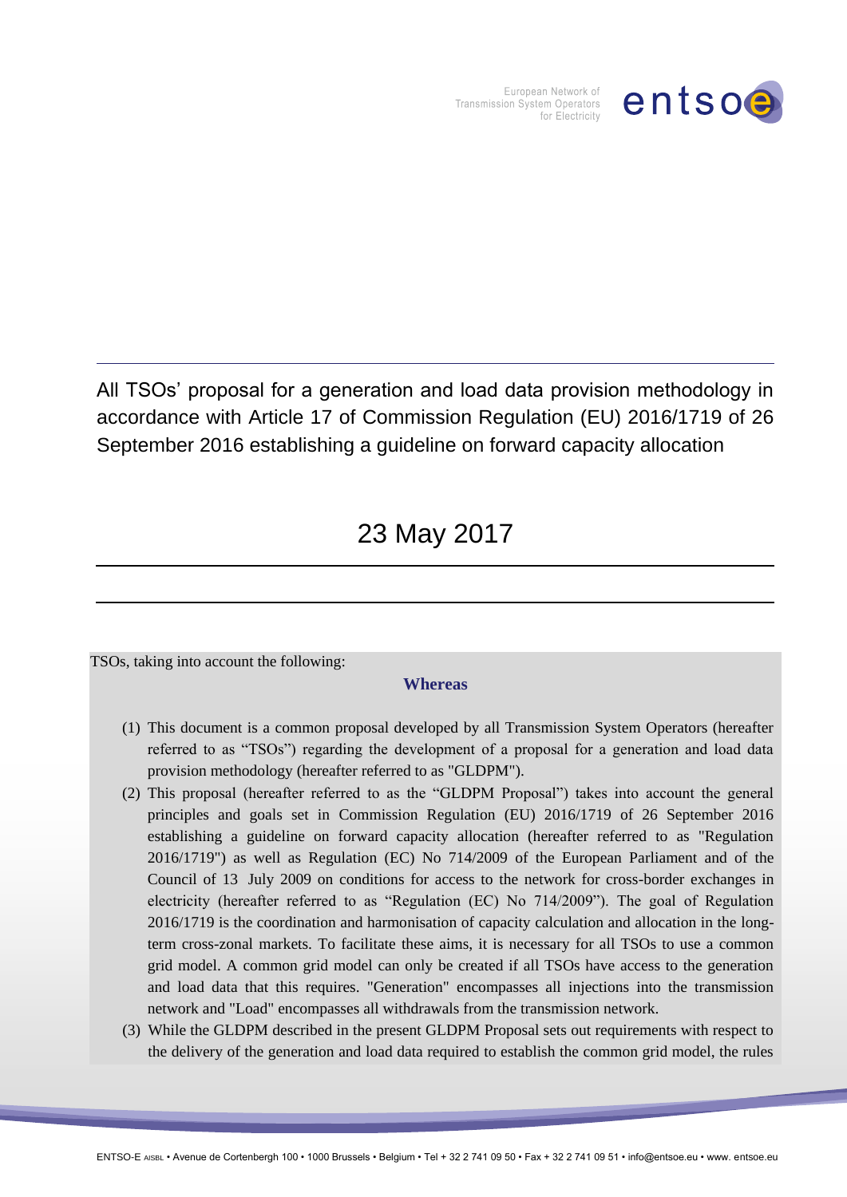# All TSOs' proposal for a generation and load data provision methodology in accordance with Article 17 of Commission Regulation (EU) 2016/1719 of 26 September 2016 establishing a guideline on forward capacity allocation

## 23 May 2017

TSOs, taking into account the following:

**Whereas**

(1) This document is a common proposal developed by all Transmission System Operators (hereafter referred to as "TSOs") regarding the development of a proposal for a generation and load data provision methodology (hereafter referred to as "GLDPM").

(2) This proposal (hereafter referred to as the "GLDPM Proposal") takes into account the general principles and goals set in Commission Regulation (EU) 2016/1719 of 26 September 2016 establishing a guideline on forward capacity allocation (hereafter referred to as "Regulation 2016/1719") as well as Regulation (EC) No 714/2009 of the European Parliament and of the Council of 13 July 2009 on conditions for access to the network for cross-border exchanges in electricity (hereafter referred to as "Regulation (EC) No 714/2009"). The goal of Regulation 2016/1719 is the coordination and harmonisation of capacity calculation and allocation in the long-term cross-zonal markets. To facilitate these aims, it is necessary for all TSOs to use a common grid model. A common grid model can only be created if all TSOs have access to the generation and load data that this requires. "Generation" encompasses all injections into the transmission network and "Load" encompasses all withdrawals from the transmission network.

(3) While the GLDPM described in the present GLDPM Proposal sets out requirements with respect to the delivery of the generation and load data required to establish the common grid model, the rules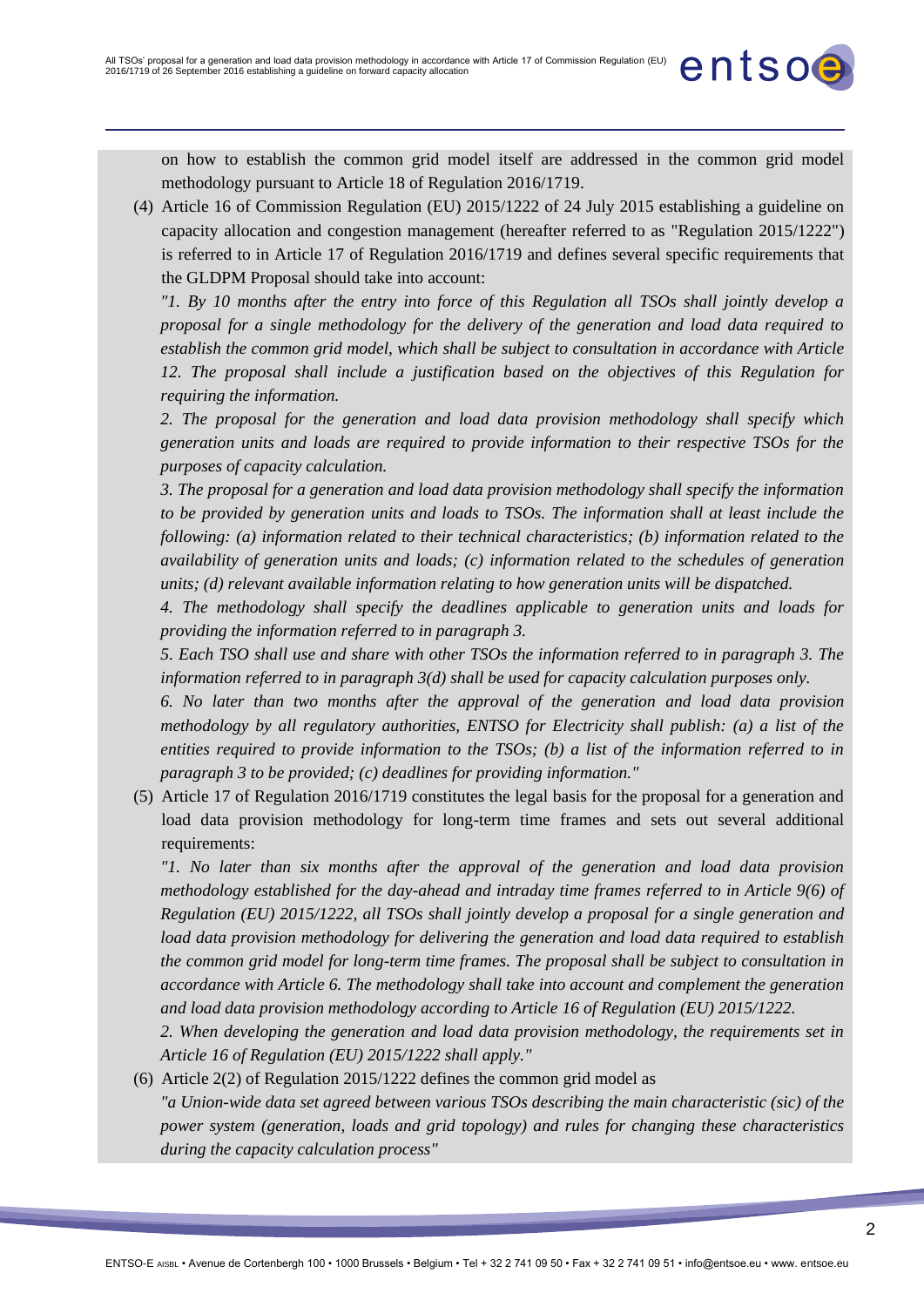on how to establish the common grid model itself are addressed in the common grid model methodology pursuant to Article 18 of Regulation 2016/1719.

(4) Article 16 of Commission Regulation (EU) 2015/1222 of 24 July 2015 establishing a guideline on capacity allocation and congestion management (hereafter referred to as "Regulation 2015/1222") is referred to in Article 17 of Regulation 2016/1719 and defines several specific requirements that the GLDPM Proposal should take into account:

*"1. By 10 months after the entry into force of this Regulation all TSOs shall jointly develop a proposal for a single methodology for the delivery of the generation and load data required to establish the common grid model, which shall be subject to consultation in accordance with Article 12. The proposal shall include a justification based on the objectives of this Regulation for requiring the information.*

*2. The proposal for the generation and load data provision methodology shall specify which generation units and loads are required to provide information to their respective TSOs for the purposes of capacity calculation.*

*3. The proposal for a generation and load data provision methodology shall specify the information to be provided by generation units and loads to TSOs. The information shall at least include the following: (a) information related to their technical characteristics; (b) information related to the availability of generation units and loads; (c) information related to the schedules of generation units; (d) relevant available information relating to how generation units will be dispatched.*

*4. The methodology shall specify the deadlines applicable to generation units and loads for providing the information referred to in paragraph 3.*

*5. Each TSO shall use and share with other TSOs the information referred to in paragraph 3. The information referred to in paragraph 3(d) shall be used for capacity calculation purposes only.*

*6. No later than two months after the approval of the generation and load data provision methodology by all regulatory authorities, ENTSO for Electricity shall publish: (a) a list of the entities required to provide information to the TSOs; (b) a list of the information referred to in paragraph 3 to be provided; (c) deadlines for providing information."*

(5) Article 17 of Regulation 2016/1719 constitutes the legal basis for the proposal for a generation and load data provision methodology for long-term time frames and sets out several additional requirements:

*"1. No later than six months after the approval of the generation and load data provision methodology established for the day-ahead and intraday time frames referred to in Article 9(6) of Regulation (EU) 2015/1222, all TSOs shall jointly develop a proposal for a single generation and load data provision methodology for delivering the generation and load data required to establish the common grid model for long-term time frames. The proposal shall be subject to consultation in accordance with Article 6. The methodology shall take into account and complement the generation and load data provision methodology according to Article 16 of Regulation (EU) 2015/1222.*

*2. When developing the generation and load data provision methodology, the requirements set in Article 16 of Regulation (EU) 2015/1222 shall apply."*

(6) Article 2(2) of Regulation 2015/1222 defines the common grid model as

*"a Union-wide data set agreed between various TSOs describing the main characteristic (sic) of the power system (generation, loads and grid topology) and rules for changing these characteristics during the capacity calculation process"*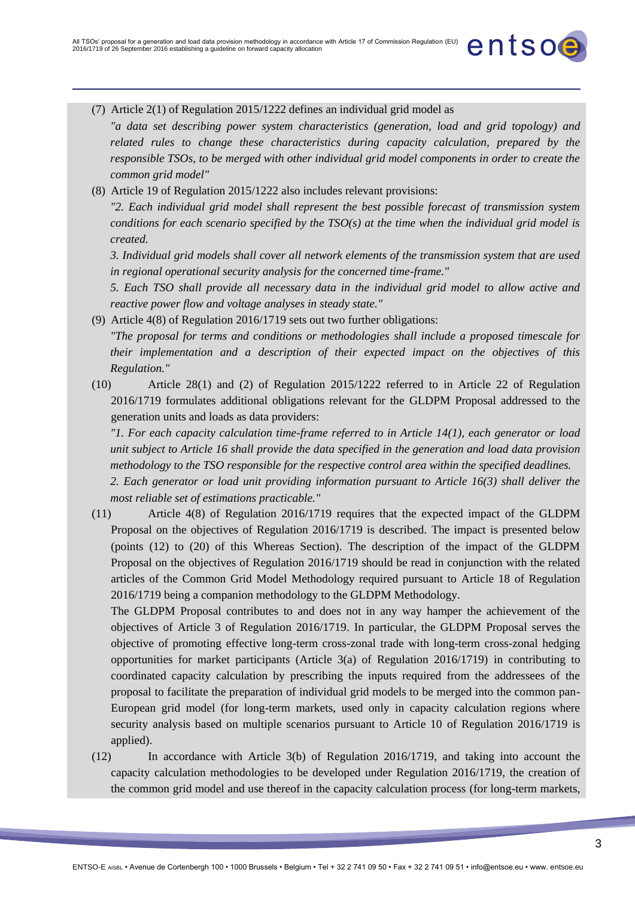(7) Article 2(1) of Regulation 2015/1222 defines an individual grid model as

*"a data set describing power system characteristics (generation, load and grid topology) and related rules to change these characteristics during capacity calculation, prepared by the responsible TSOs, to be merged with other individual grid model components in order to create the common grid model"*

(8) Article 19 of Regulation 2015/1222 also includes relevant provisions:

*"2. Each individual grid model shall represent the best possible forecast of transmission system conditions for each scenario specified by the TSO(s) at the time when the individual grid model is created.*

*3. Individual grid models shall cover all network elements of the transmission system that are used in regional operational security analysis for the concerned time-frame."*

*5. Each TSO shall provide all necessary data in the individual grid model to allow active and reactive power flow and voltage analyses in steady state."*

(9) Article 4(8) of Regulation 2016/1719 sets out two further obligations:

*"The proposal for terms and conditions or methodologies shall include a proposed timescale for their implementation and a description of their expected impact on the objectives of this Regulation."*

(10) Article 28(1) and (2) of Regulation 2015/1222 referred to in Article 22 of Regulation 2016/1719 formulates additional obligations relevant for the GLDPM Proposal addressed to the generation units and loads as data providers:

*"1. For each capacity calculation time-frame referred to in Article 14(1), each generator or load unit subject to Article 16 shall provide the data specified in the generation and load data provision methodology to the TSO responsible for the respective control area within the specified deadlines.*

*2. Each generator or load unit providing information pursuant to Article 16(3) shall deliver the most reliable set of estimations practicable."*

(11) Article 4(8) of Regulation 2016/1719 requires that the expected impact of the GLDPM Proposal on the objectives of Regulation 2016/1719 is described. The impact is presented below (points (12) to (20) of this Whereas Section). The description of the impact of the GLDPM Proposal on the objectives of Regulation 2016/1719 should be read in conjunction with the related articles of the Common Grid Model Methodology required pursuant to Article 18 of Regulation 2016/1719 being a companion methodology to the GLDPM Methodology.

The GLDPM Proposal contributes to and does not in any way hamper the achievement of the objectives of Article 3 of Regulation 2016/1719. In particular, the GLDPM Proposal serves the objective of promoting effective long-term cross-zonal trade with long-term cross-zonal hedging opportunities for market participants (Article 3(a) of Regulation 2016/1719) in contributing to coordinated capacity calculation by prescribing the inputs required from the addressees of the proposal to facilitate the preparation of individual grid models to be merged into the common pan-European grid model (for long-term markets, used only in capacity calculation regions where security analysis based on multiple scenarios pursuant to Article 10 of Regulation 2016/1719 is applied).

(12) In accordance with Article 3(b) of Regulation 2016/1719, and taking into account the capacity calculation methodologies to be developed under Regulation 2016/1719, the creation of the common grid model and use thereof in the capacity calculation process (for long-term markets,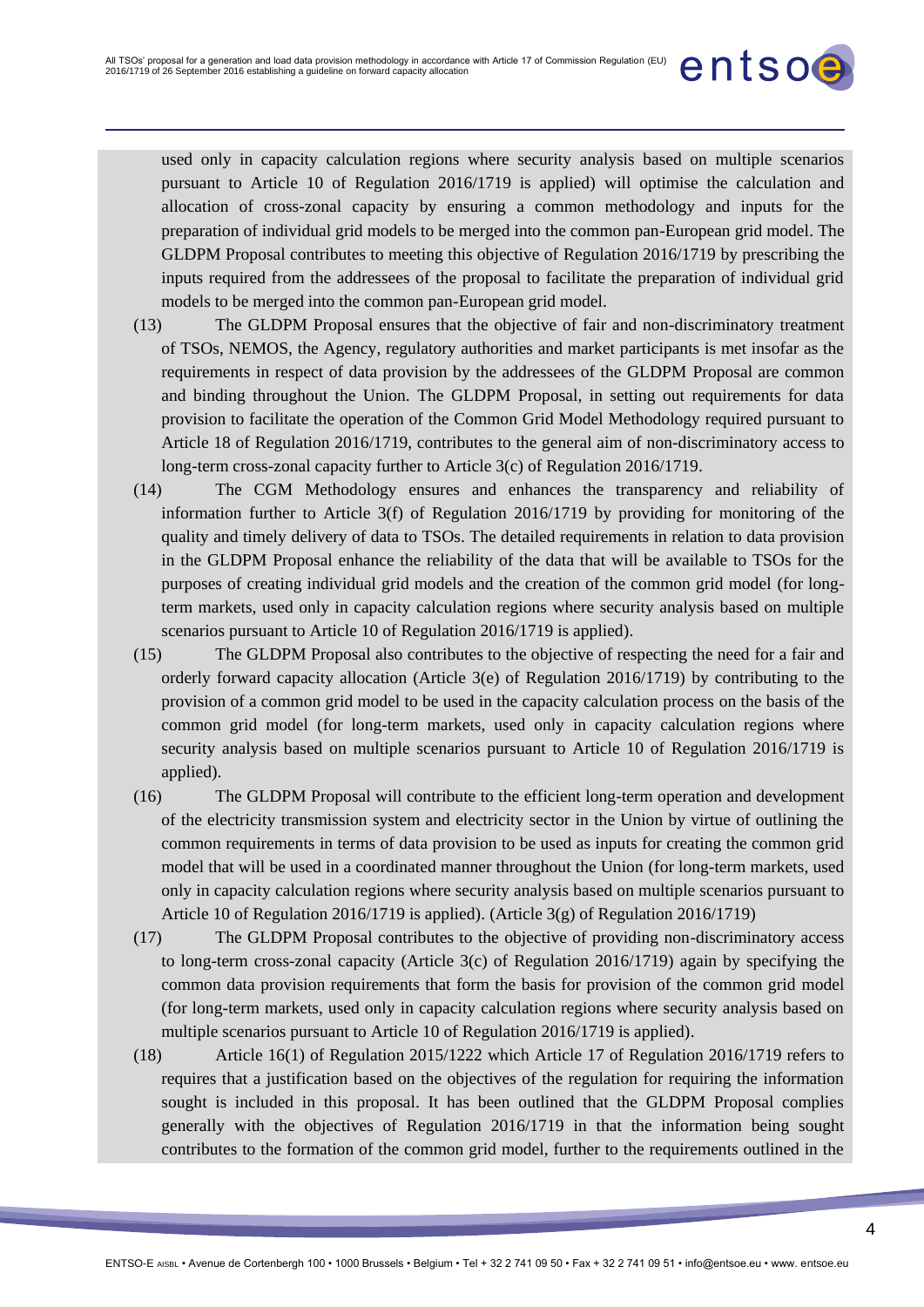used only in capacity calculation regions where security analysis based on multiple scenarios pursuant to Article 10 of Regulation 2016/1719 is applied) will optimise the calculation and allocation of cross-zonal capacity by ensuring a common methodology and inputs for the preparation of individual grid models to be merged into the common pan-European grid model. The GLDPM Proposal contributes to meeting this objective of Regulation 2016/1719 by prescribing the inputs required from the addressees of the proposal to facilitate the preparation of individual grid models to be merged into the common pan-European grid model.

(13) The GLDPM Proposal ensures that the objective of fair and non-discriminatory treatment of TSOs, NEMOS, the Agency, regulatory authorities and market participants is met insofar as the requirements in respect of data provision by the addressees of the GLDPM Proposal are common and binding throughout the Union. The GLDPM Proposal, in setting out requirements for data provision to facilitate the operation of the Common Grid Model Methodology required pursuant to Article 18 of Regulation 2016/1719, contributes to the general aim of non-discriminatory access to long-term cross-zonal capacity further to Article 3(c) of Regulation 2016/1719.

(14) The CGM Methodology ensures and enhances the transparency and reliability of information further to Article 3(f) of Regulation 2016/1719 by providing for monitoring of the quality and timely delivery of data to TSOs. The detailed requirements in relation to data provision in the GLDPM Proposal enhance the reliability of the data that will be available to TSOs for the purposes of creating individual grid models and the creation of the common grid model (for long-term markets, used only in capacity calculation regions where security analysis based on multiple scenarios pursuant to Article 10 of Regulation 2016/1719 is applied).

(15) The GLDPM Proposal also contributes to the objective of respecting the need for a fair and orderly forward capacity allocation (Article 3(e) of Regulation 2016/1719) by contributing to the provision of a common grid model to be used in the capacity calculation process on the basis of the common grid model (for long-term markets, used only in capacity calculation regions where security analysis based on multiple scenarios pursuant to Article 10 of Regulation 2016/1719 is applied).

(16) The GLDPM Proposal will contribute to the efficient long-term operation and development of the electricity transmission system and electricity sector in the Union by virtue of outlining the common requirements in terms of data provision to be used as inputs for creating the common grid model that will be used in a coordinated manner throughout the Union (for long-term markets, used only in capacity calculation regions where security analysis based on multiple scenarios pursuant to Article 10 of Regulation 2016/1719 is applied). (Article 3(g) of Regulation 2016/1719)

(17) The GLDPM Proposal contributes to the objective of providing non-discriminatory access to long-term cross-zonal capacity (Article 3(c) of Regulation 2016/1719) again by specifying the common data provision requirements that form the basis for provision of the common grid model (for long-term markets, used only in capacity calculation regions where security analysis based on multiple scenarios pursuant to Article 10 of Regulation 2016/1719 is applied).

(18) Article 16(1) of Regulation 2015/1222 which Article 17 of Regulation 2016/1719 refers to requires that a justification based on the objectives of the regulation for requiring the information sought is included in this proposal. It has been outlined that the GLDPM Proposal complies generally with the objectives of Regulation 2016/1719 in that the information being sought contributes to the formation of the common grid model, further to the requirements outlined in the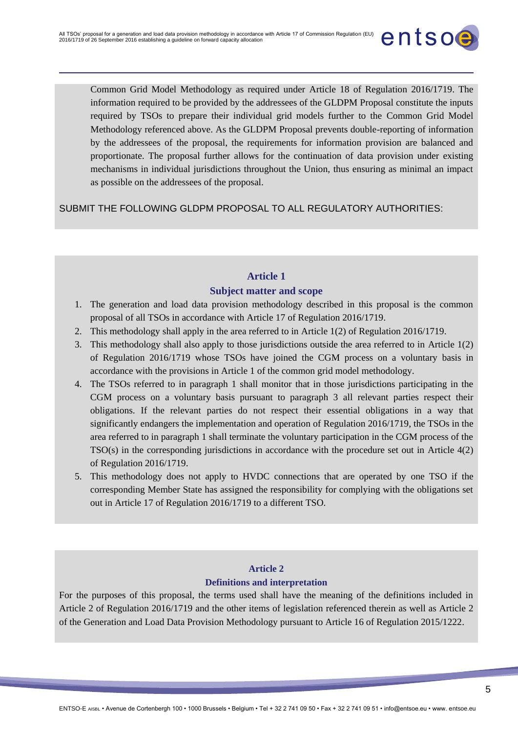Common Grid Model Methodology as required under Article 18 of Regulation 2016/1719. The information required to be provided by the addressees of the GLDPM Proposal constitute the inputs required by TSOs to prepare their individual grid models further to the Common Grid Model Methodology referenced above. As the GLDPM Proposal prevents double-reporting of information by the addressees of the proposal, the requirements for information provision are balanced and proportionate. The proposal further allows for the continuation of data provision under existing mechanisms in individual jurisdictions throughout the Union, thus ensuring as minimal an impact as possible on the addressees of the proposal.

SUBMIT THE FOLLOWING GLDPM PROPOSAL TO ALL REGULATORY AUTHORITIES:

## Article 1
## Subject matter and scope

1. The generation and load data provision methodology described in this proposal is the common proposal of all TSOs in accordance with Article 17 of Regulation 2016/1719.
2. This methodology shall apply in the area referred to in Article 1(2) of Regulation 2016/1719.
3. This methodology shall also apply to those jurisdictions outside the area referred to in Article 1(2) of Regulation 2016/1719 whose TSOs have joined the CGM process on a voluntary basis in accordance with the provisions in Article 1 of the common grid model methodology.
4. The TSOs referred to in paragraph 1 shall monitor that in those jurisdictions participating in the CGM process on a voluntary basis pursuant to paragraph 3 all relevant parties respect their obligations. If the relevant parties do not respect their essential obligations in a way that significantly endangers the implementation and operation of Regulation 2016/1719, the TSOs in the area referred to in paragraph 1 shall terminate the voluntary participation in the CGM process of the TSO(s) in the corresponding jurisdictions in accordance with the procedure set out in Article 4(2) of Regulation 2016/1719.
5. This methodology does not apply to HVDC connections that are operated by one TSO if the corresponding Member State has assigned the responsibility for complying with the obligations set out in Article 17 of Regulation 2016/1719 to a different TSO.

## Article 2
## Definitions and interpretation

For the purposes of this proposal, the terms used shall have the meaning of the definitions included in Article 2 of Regulation 2016/1719 and the other items of legislation referenced therein as well as Article 2 of the Generation and Load Data Provision Methodology pursuant to Article 16 of Regulation 2015/1222.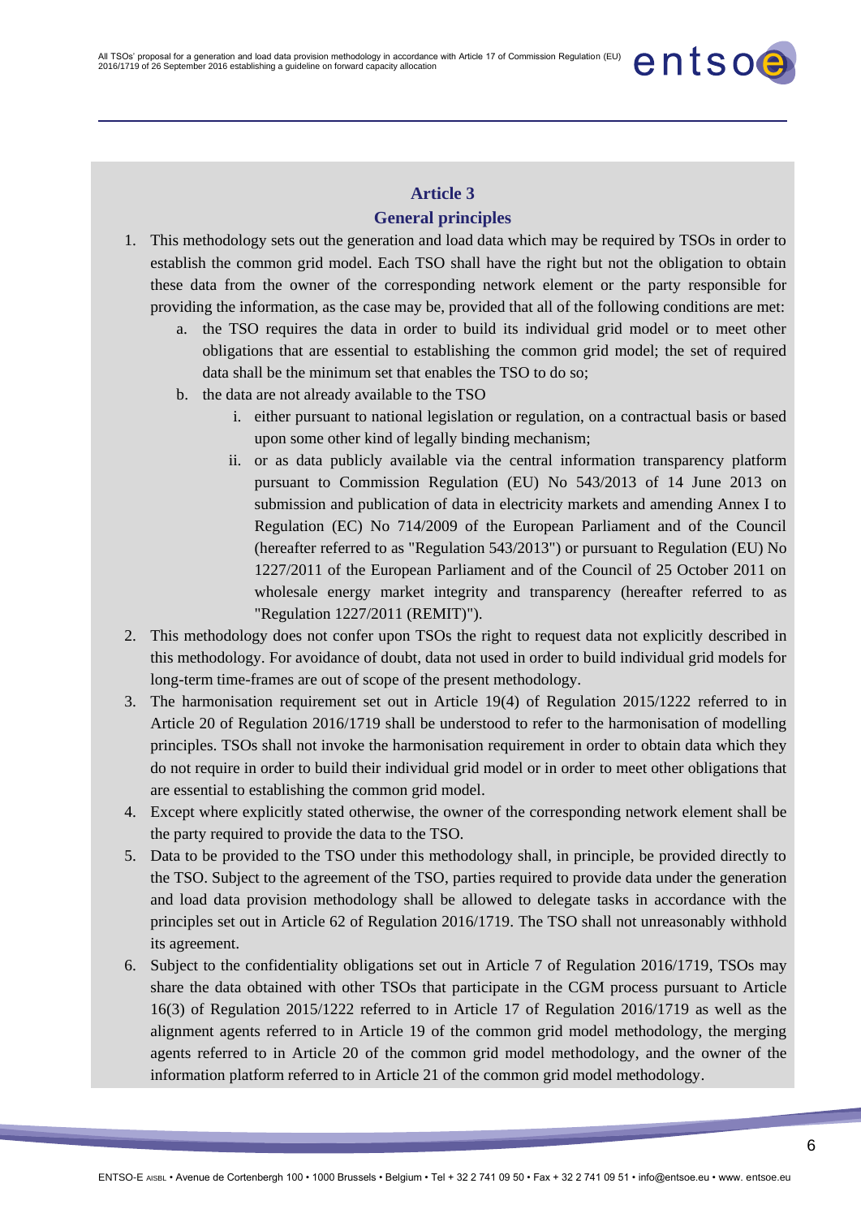## Article 3

## General principles

1. This methodology sets out the generation and load data which may be required by TSOs in order to establish the common grid model. Each TSO shall have the right but not the obligation to obtain these data from the owner of the corresponding network element or the party responsible for providing the information, as the case may be, provided that all of the following conditions are met:
   a. the TSO requires the data in order to build its individual grid model or to meet other obligations that are essential to establishing the common grid model; the set of required data shall be the minimum set that enables the TSO to do so;
   b. the data are not already available to the TSO
      i. either pursuant to national legislation or regulation, on a contractual basis or based upon some other kind of legally binding mechanism;
      ii. or as data publicly available via the central information transparency platform pursuant to Commission Regulation (EU) No 543/2013 of 14 June 2013 on submission and publication of data in electricity markets and amending Annex I to Regulation (EC) No 714/2009 of the European Parliament and of the Council (hereafter referred to as "Regulation 543/2013") or pursuant to Regulation (EU) No 1227/2011 of the European Parliament and of the Council of 25 October 2011 on wholesale energy market integrity and transparency (hereafter referred to as "Regulation 1227/2011 (REMIT)").
2. This methodology does not confer upon TSOs the right to request data not explicitly described in this methodology. For avoidance of doubt, data not used in order to build individual grid models for long-term time-frames are out of scope of the present methodology.
3. The harmonisation requirement set out in Article 19(4) of Regulation 2015/1222 referred to in Article 20 of Regulation 2016/1719 shall be understood to refer to the harmonisation of modelling principles. TSOs shall not invoke the harmonisation requirement in order to obtain data which they do not require in order to build their individual grid model or in order to meet other obligations that are essential to establishing the common grid model.
4. Except where explicitly stated otherwise, the owner of the corresponding network element shall be the party required to provide the data to the TSO.
5. Data to be provided to the TSO under this methodology shall, in principle, be provided directly to the TSO. Subject to the agreement of the TSO, parties required to provide data under the generation and load data provision methodology shall be allowed to delegate tasks in accordance with the principles set out in Article 62 of Regulation 2016/1719. The TSO shall not unreasonably withhold its agreement.
6. Subject to the confidentiality obligations set out in Article 7 of Regulation 2016/1719, TSOs may share the data obtained with other TSOs that participate in the CGM process pursuant to Article 16(3) of Regulation 2015/1222 referred to in Article 17 of Regulation 2016/1719 as well as the alignment agents referred to in Article 19 of the common grid model methodology, the merging agents referred to in Article 20 of the common grid model methodology, and the owner of the information platform referred to in Article 21 of the common grid model methodology.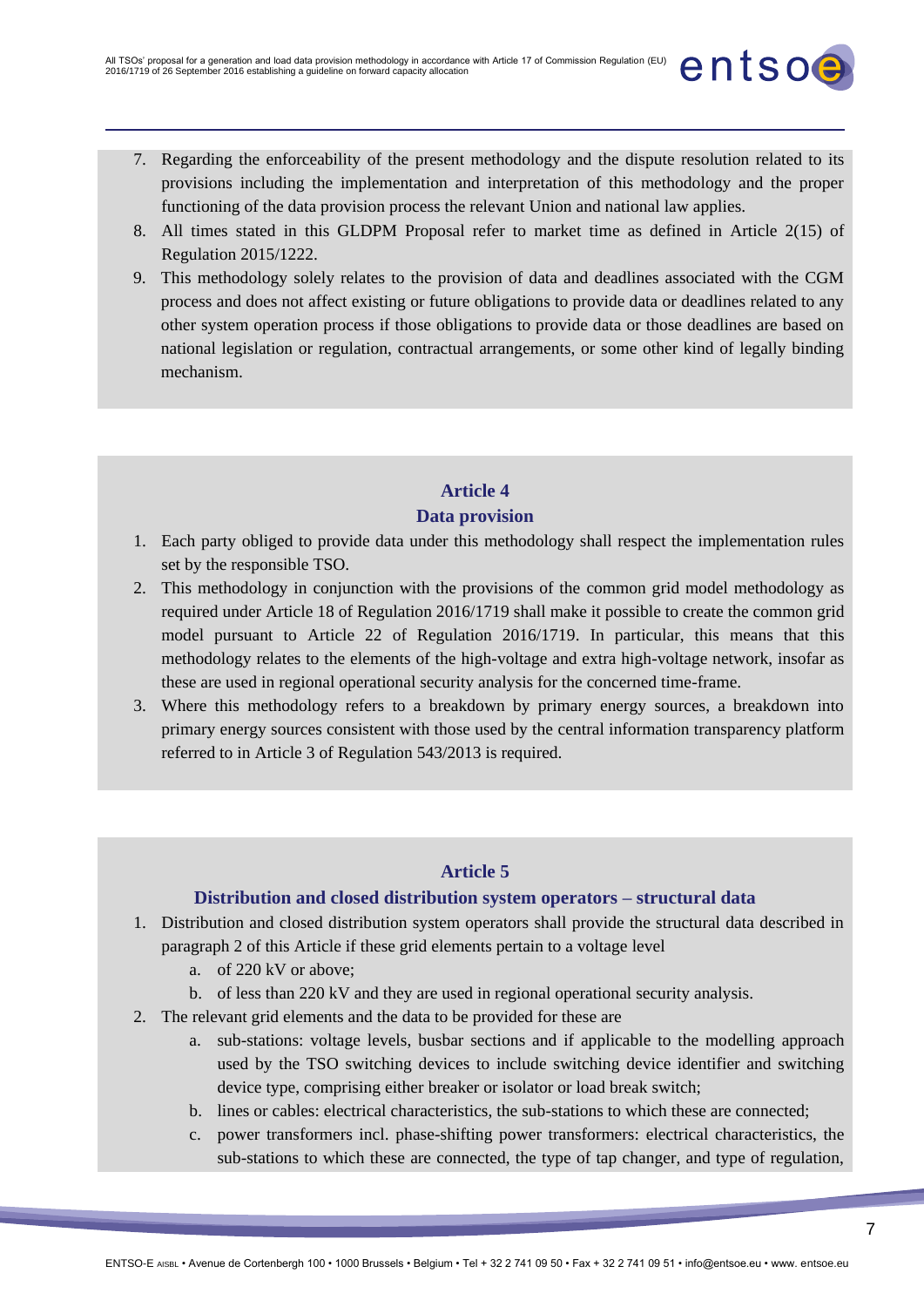7. Regarding the enforceability of the present methodology and the dispute resolution related to its provisions including the implementation and interpretation of this methodology and the proper functioning of the data provision process the relevant Union and national law applies.
8. All times stated in this GLDPM Proposal refer to market time as defined in Article 2(15) of Regulation 2015/1222.
9. This methodology solely relates to the provision of data and deadlines associated with the CGM process and does not affect existing or future obligations to provide data or deadlines related to any other system operation process if those obligations to provide data or those deadlines are based on national legislation or regulation, contractual arrangements, or some other kind of legally binding mechanism.

## Article 4
## Data provision

1. Each party obliged to provide data under this methodology shall respect the implementation rules set by the responsible TSO.
2. This methodology in conjunction with the provisions of the common grid model methodology as required under Article 18 of Regulation 2016/1719 shall make it possible to create the common grid model pursuant to Article 22 of Regulation 2016/1719. In particular, this means that this methodology relates to the elements of the high-voltage and extra high-voltage network, insofar as these are used in regional operational security analysis for the concerned time-frame.
3. Where this methodology refers to a breakdown by primary energy sources, a breakdown into primary energy sources consistent with those used by the central information transparency platform referred to in Article 3 of Regulation 543/2013 is required.

## Article 5
## Distribution and closed distribution system operators – structural data

1. Distribution and closed distribution system operators shall provide the structural data described in paragraph 2 of this Article if these grid elements pertain to a voltage level
   a. of 220 kV or above;
   b. of less than 220 kV and they are used in regional operational security analysis.
2. The relevant grid elements and the data to be provided for these are
   a. sub-stations: voltage levels, busbar sections and if applicable to the modelling approach used by the TSO switching devices to include switching device identifier and switching device type, comprising either breaker or isolator or load break switch;
   b. lines or cables: electrical characteristics, the sub-stations to which these are connected;
   c. power transformers incl. phase-shifting power transformers: electrical characteristics, the sub-stations to which these are connected, the type of tap changer, and type of regulation,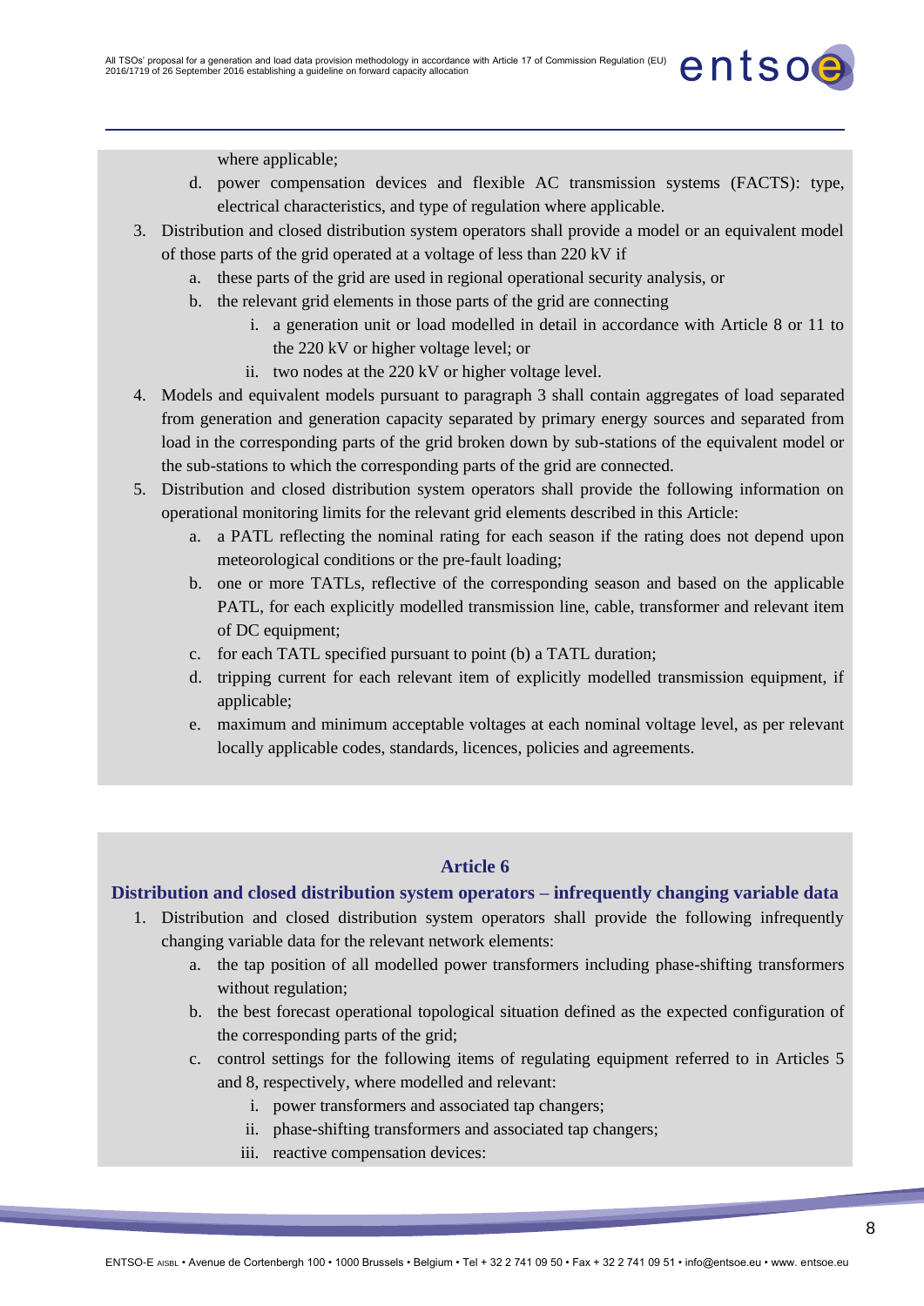where applicable;

   d. power compensation devices and flexible AC transmission systems (FACTS): type, electrical characteristics, and type of regulation where applicable.

3. Distribution and closed distribution system operators shall provide a model or an equivalent model of those parts of the grid operated at a voltage of less than 220 kV if
   a. these parts of the grid are used in regional operational security analysis, or
   b. the relevant grid elements in those parts of the grid are connecting
      i. a generation unit or load modelled in detail in accordance with Article 8 or 11 to the 220 kV or higher voltage level; or
      ii. two nodes at the 220 kV or higher voltage level.
4. Models and equivalent models pursuant to paragraph 3 shall contain aggregates of load separated from generation and generation capacity separated by primary energy sources and separated from load in the corresponding parts of the grid broken down by sub-stations of the equivalent model or the sub-stations to which the corresponding parts of the grid are connected.
5. Distribution and closed distribution system operators shall provide the following information on operational monitoring limits for the relevant grid elements described in this Article:
   a. a PATL reflecting the nominal rating for each season if the rating does not depend upon meteorological conditions or the pre-fault loading;
   b. one or more TATLs, reflective of the corresponding season and based on the applicable PATL, for each explicitly modelled transmission line, cable, transformer and relevant item of DC equipment;
   c. for each TATL specified pursuant to point (b) a TATL duration;
   d. tripping current for each relevant item of explicitly modelled transmission equipment, if applicable;
   e. maximum and minimum acceptable voltages at each nominal voltage level, as per relevant locally applicable codes, standards, licences, policies and agreements.

## Article 6

### Distribution and closed distribution system operators – infrequently changing variable data

1. Distribution and closed distribution system operators shall provide the following infrequently changing variable data for the relevant network elements:
   a. the tap position of all modelled power transformers including phase-shifting transformers without regulation;
   b. the best forecast operational topological situation defined as the expected configuration of the corresponding parts of the grid;
   c. control settings for the following items of regulating equipment referred to in Articles 5 and 8, respectively, where modelled and relevant:
      i. power transformers and associated tap changers;
      ii. phase-shifting transformers and associated tap changers;
      iii. reactive compensation devices: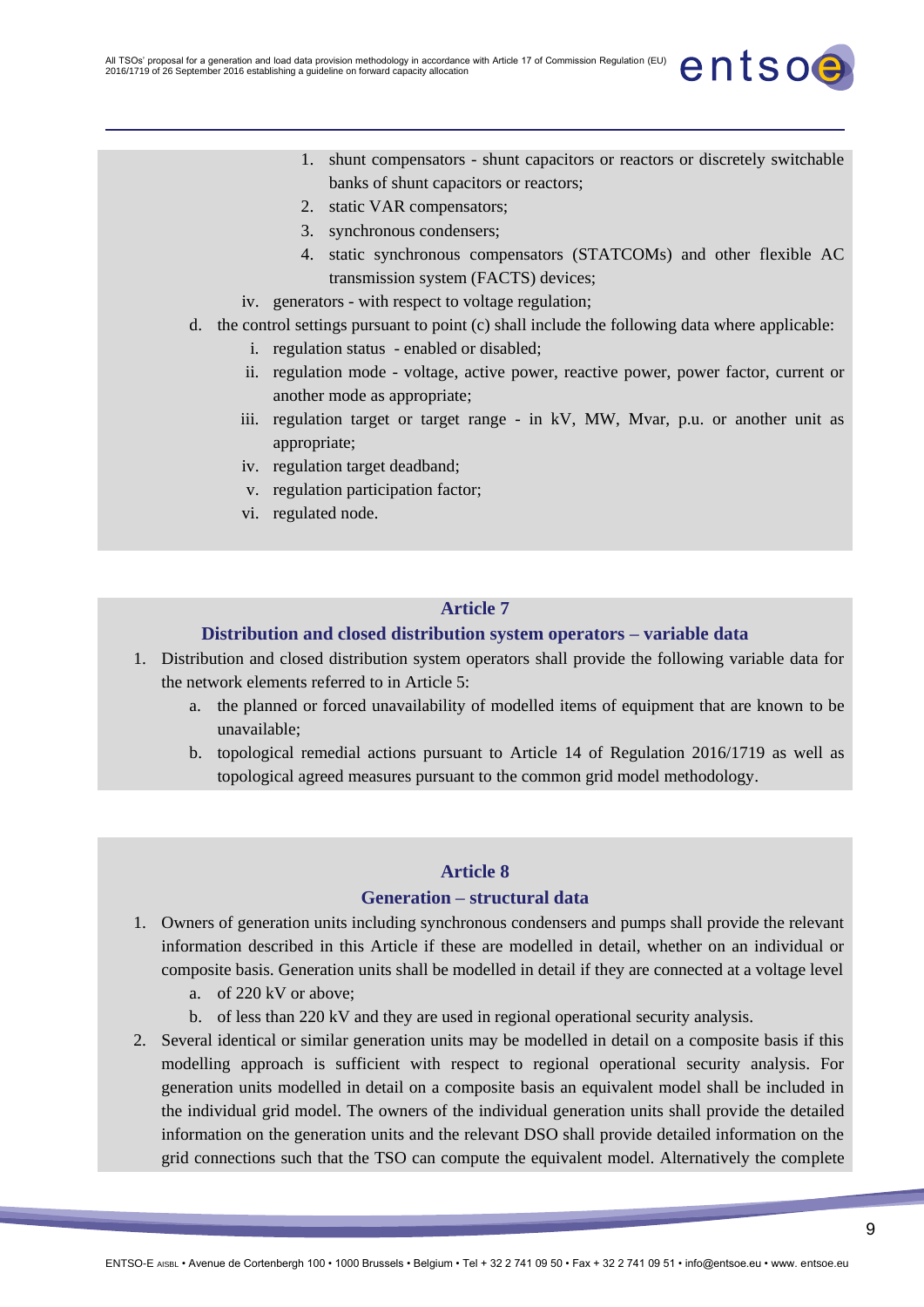1. shunt compensators - shunt capacitors or reactors or discretely switchable banks of shunt capacitors or reactors;
2. static VAR compensators;
3. synchronous condensers;
4. static synchronous compensators (STATCOMs) and other flexible AC transmission system (FACTS) devices;

iv. generators - with respect to voltage regulation;

d. the control settings pursuant to point (c) shall include the following data where applicable:

i. regulation status - enabled or disabled;

ii. regulation mode - voltage, active power, reactive power, power factor, current or another mode as appropriate;

iii. regulation target or target range - in kV, MW, Mvar, p.u. or another unit as appropriate;

iv. regulation target deadband;

v. regulation participation factor;

vi. regulated node.

## Article 7

## Distribution and closed distribution system operators – variable data

1. Distribution and closed distribution system operators shall provide the following variable data for the network elements referred to in Article 5:
   a. the planned or forced unavailability of modelled items of equipment that are known to be unavailable;
   b. topological remedial actions pursuant to Article 14 of Regulation 2016/1719 as well as topological agreed measures pursuant to the common grid model methodology.

## Article 8

## Generation – structural data

1. Owners of generation units including synchronous condensers and pumps shall provide the relevant information described in this Article if these are modelled in detail, whether on an individual or composite basis. Generation units shall be modelled in detail if they are connected at a voltage level
   a. of 220 kV or above;
   b. of less than 220 kV and they are used in regional operational security analysis.
2. Several identical or similar generation units may be modelled in detail on a composite basis if this modelling approach is sufficient with respect to regional operational security analysis. For generation units modelled in detail on a composite basis an equivalent model shall be included in the individual grid model. The owners of the individual generation units shall provide the detailed information on the generation units and the relevant DSO shall provide detailed information on the grid connections such that the TSO can compute the equivalent model. Alternatively the complete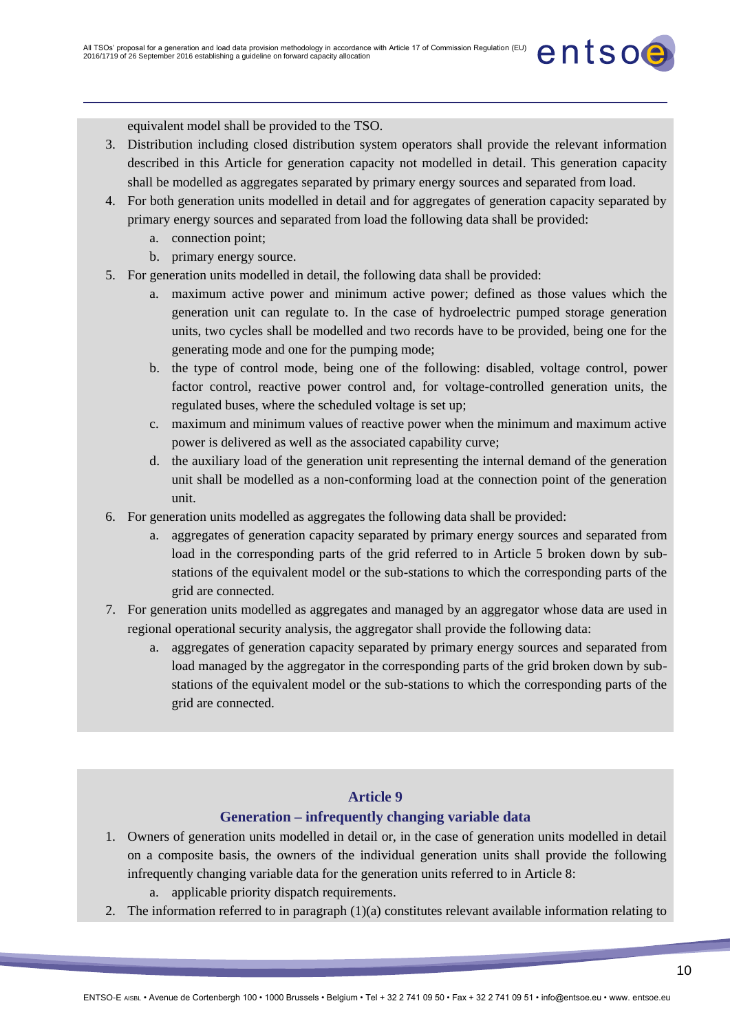equivalent model shall be provided to the TSO.

3. Distribution including closed distribution system operators shall provide the relevant information described in this Article for generation capacity not modelled in detail. This generation capacity shall be modelled as aggregates separated by primary energy sources and separated from load.
4. For both generation units modelled in detail and for aggregates of generation capacity separated by primary energy sources and separated from load the following data shall be provided:
   a. connection point;
   b. primary energy source.
5. For generation units modelled in detail, the following data shall be provided:
   a. maximum active power and minimum active power; defined as those values which the generation unit can regulate to. In the case of hydroelectric pumped storage generation units, two cycles shall be modelled and two records have to be provided, being one for the generating mode and one for the pumping mode;
   b. the type of control mode, being one of the following: disabled, voltage control, power factor control, reactive power control and, for voltage-controlled generation units, the regulated buses, where the scheduled voltage is set up;
   c. maximum and minimum values of reactive power when the minimum and maximum active power is delivered as well as the associated capability curve;
   d. the auxiliary load of the generation unit representing the internal demand of the generation unit shall be modelled as a non-conforming load at the connection point of the generation unit.
6. For generation units modelled as aggregates the following data shall be provided:
   a. aggregates of generation capacity separated by primary energy sources and separated from load in the corresponding parts of the grid referred to in Article 5 broken down by sub-stations of the equivalent model or the sub-stations to which the corresponding parts of the grid are connected.
7. For generation units modelled as aggregates and managed by an aggregator whose data are used in regional operational security analysis, the aggregator shall provide the following data:
   a. aggregates of generation capacity separated by primary energy sources and separated from load managed by the aggregator in the corresponding parts of the grid broken down by sub-stations of the equivalent model or the sub-stations to which the corresponding parts of the grid are connected.

## Article 9
## Generation – infrequently changing variable data

1. Owners of generation units modelled in detail or, in the case of generation units modelled in detail on a composite basis, the owners of the individual generation units shall provide the following infrequently changing variable data for the generation units referred to in Article 8:
   a. applicable priority dispatch requirements.
2. The information referred to in paragraph (1)(a) constitutes relevant available information relating to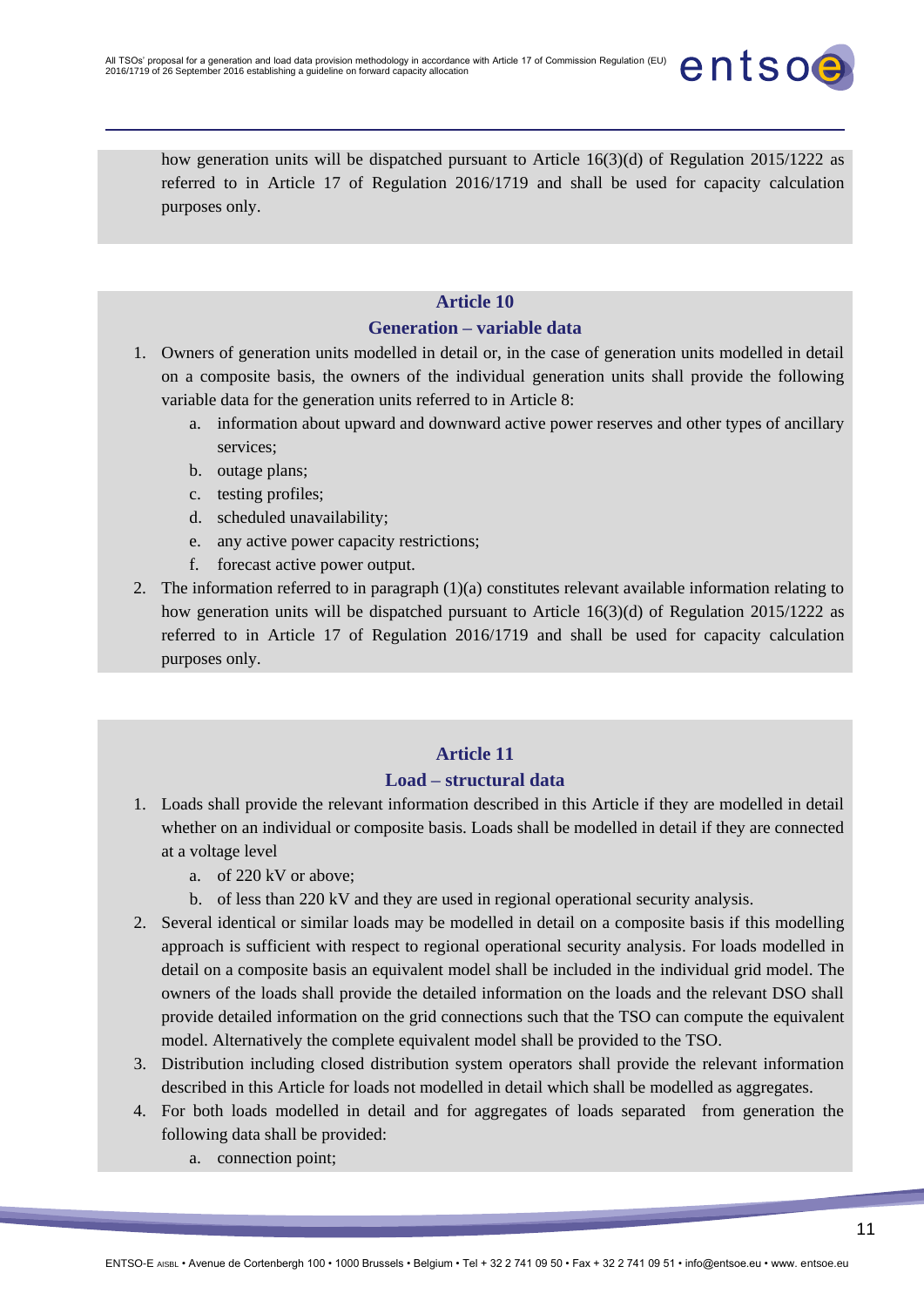how generation units will be dispatched pursuant to Article 16(3)(d) of Regulation 2015/1222 as referred to in Article 17 of Regulation 2016/1719 and shall be used for capacity calculation purposes only.

## Article 10
## Generation – variable data

1. Owners of generation units modelled in detail or, in the case of generation units modelled in detail on a composite basis, the owners of the individual generation units shall provide the following variable data for the generation units referred to in Article 8:
   a. information about upward and downward active power reserves and other types of ancillary services;
   b. outage plans;
   c. testing profiles;
   d. scheduled unavailability;
   e. any active power capacity restrictions;
   f. forecast active power output.
2. The information referred to in paragraph (1)(a) constitutes relevant available information relating to how generation units will be dispatched pursuant to Article 16(3)(d) of Regulation 2015/1222 as referred to in Article 17 of Regulation 2016/1719 and shall be used for capacity calculation purposes only.

## Article 11
## Load – structural data

1. Loads shall provide the relevant information described in this Article if they are modelled in detail whether on an individual or composite basis. Loads shall be modelled in detail if they are connected at a voltage level
   a. of 220 kV or above;
   b. of less than 220 kV and they are used in regional operational security analysis.
2. Several identical or similar loads may be modelled in detail on a composite basis if this modelling approach is sufficient with respect to regional operational security analysis. For loads modelled in detail on a composite basis an equivalent model shall be included in the individual grid model. The owners of the loads shall provide the detailed information on the loads and the relevant DSO shall provide detailed information on the grid connections such that the TSO can compute the equivalent model. Alternatively the complete equivalent model shall be provided to the TSO.
3. Distribution including closed distribution system operators shall provide the relevant information described in this Article for loads not modelled in detail which shall be modelled as aggregates.
4. For both loads modelled in detail and for aggregates of loads separated from generation the following data shall be provided:
   a. connection point;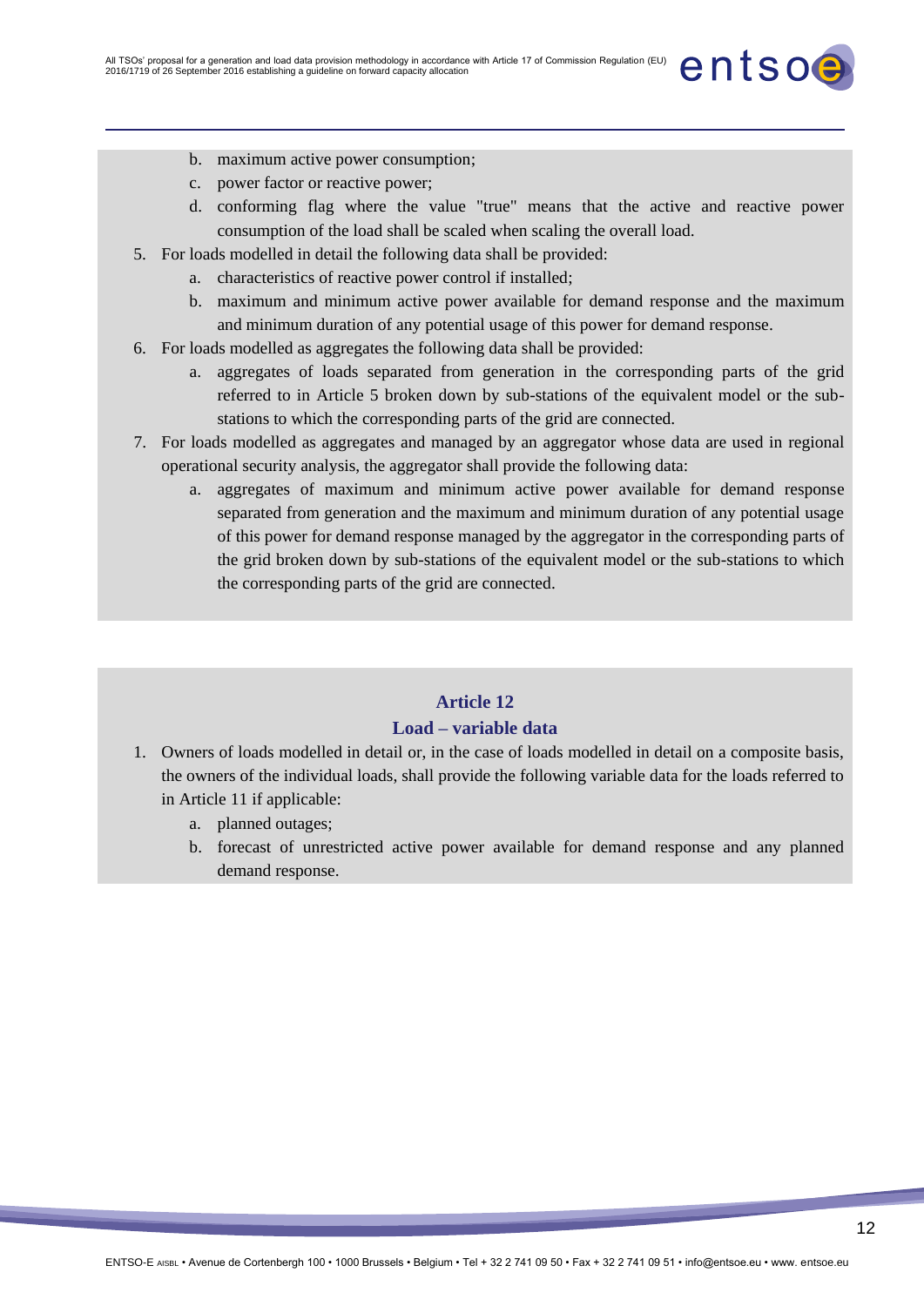b. maximum active power consumption;
   c. power factor or reactive power;
   d. conforming flag where the value "true" means that the active and reactive power consumption of the load shall be scaled when scaling the overall load.

5. For loads modelled in detail the following data shall be provided:
   a. characteristics of reactive power control if installed;
   b. maximum and minimum active power available for demand response and the maximum and minimum duration of any potential usage of this power for demand response.
6. For loads modelled as aggregates the following data shall be provided:
   a. aggregates of loads separated from generation in the corresponding parts of the grid referred to in Article 5 broken down by sub-stations of the equivalent model or the sub-stations to which the corresponding parts of the grid are connected.
7. For loads modelled as aggregates and managed by an aggregator whose data are used in regional operational security analysis, the aggregator shall provide the following data:
   a. aggregates of maximum and minimum active power available for demand response separated from generation and the maximum and minimum duration of any potential usage of this power for demand response managed by the aggregator in the corresponding parts of the grid broken down by sub-stations of the equivalent model or the sub-stations to which the corresponding parts of the grid are connected.

## Article 12
## Load – variable data

1. Owners of loads modelled in detail or, in the case of loads modelled in detail on a composite basis, the owners of the individual loads, shall provide the following variable data for the loads referred to in Article 11 if applicable:
   a. planned outages;
   b. forecast of unrestricted active power available for demand response and any planned demand response.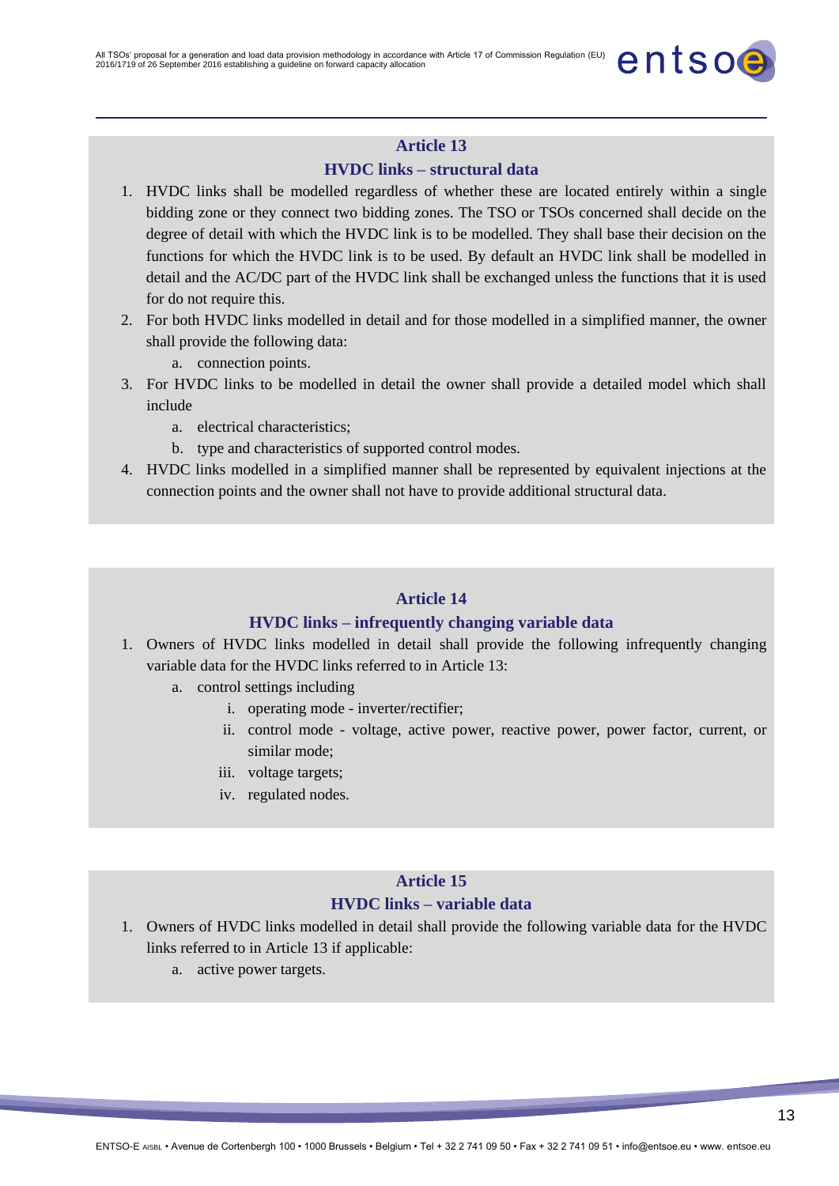## Article 13

## HVDC links – structural data

1. HVDC links shall be modelled regardless of whether these are located entirely within a single bidding zone or they connect two bidding zones. The TSO or TSOs concerned shall decide on the degree of detail with which the HVDC link is to be modelled. They shall base their decision on the functions for which the HVDC link is to be used. By default an HVDC link shall be modelled in detail and the AC/DC part of the HVDC link shall be exchanged unless the functions that it is used for do not require this.
2. For both HVDC links modelled in detail and for those modelled in a simplified manner, the owner shall provide the following data:
   a. connection points.
3. For HVDC links to be modelled in detail the owner shall provide a detailed model which shall include
   a. electrical characteristics;
   b. type and characteristics of supported control modes.
4. HVDC links modelled in a simplified manner shall be represented by equivalent injections at the connection points and the owner shall not have to provide additional structural data.

## Article 14

## HVDC links – infrequently changing variable data

1. Owners of HVDC links modelled in detail shall provide the following infrequently changing variable data for the HVDC links referred to in Article 13:
   a. control settings including
      i. operating mode - inverter/rectifier;
      ii. control mode - voltage, active power, reactive power, power factor, current, or similar mode;
      iii. voltage targets;
      iv. regulated nodes.

## Article 15

## HVDC links – variable data

1. Owners of HVDC links modelled in detail shall provide the following variable data for the HVDC links referred to in Article 13 if applicable:
   a. active power targets.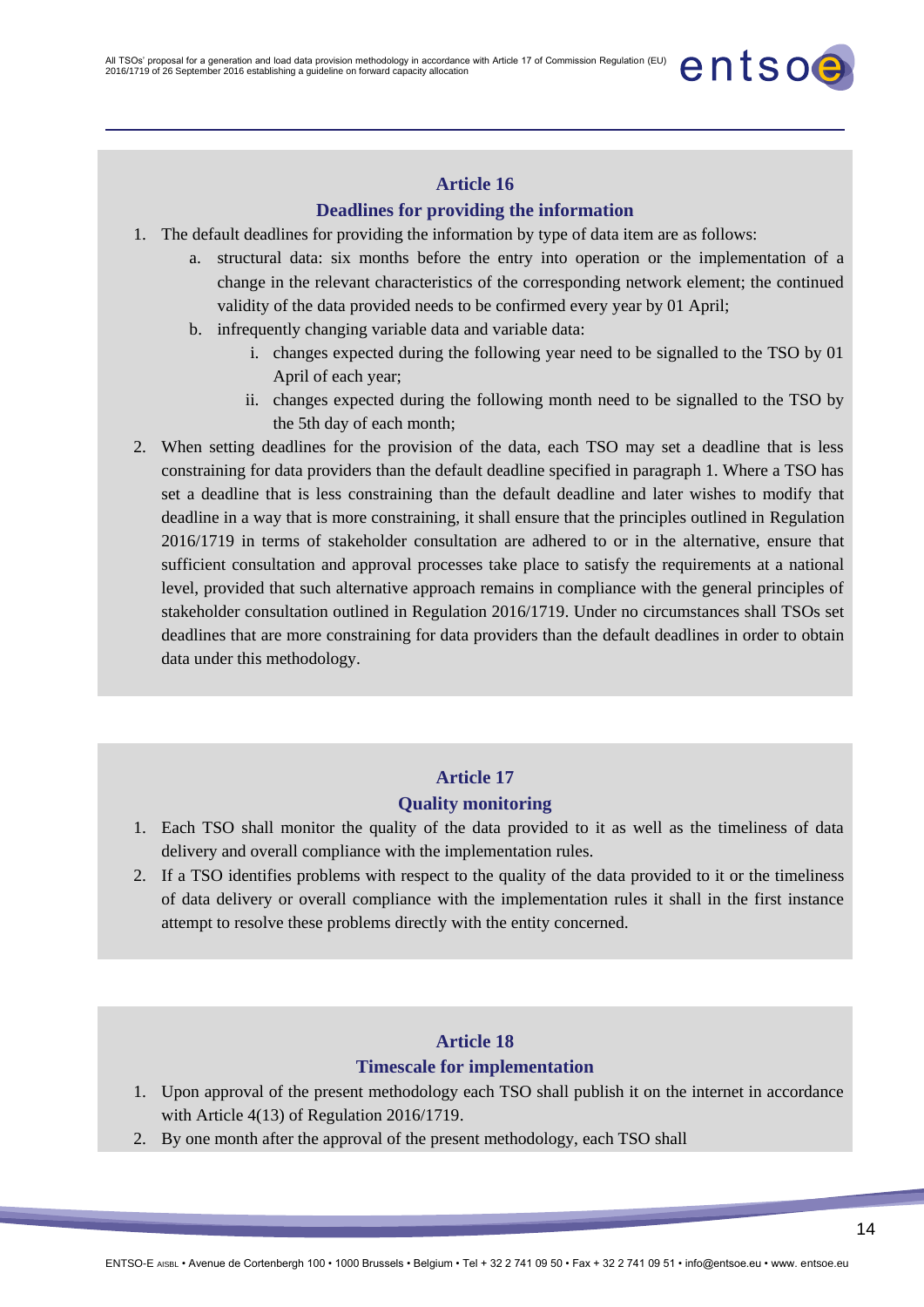## Article 16

## Deadlines for providing the information

1. The default deadlines for providing the information by type of data item are as follows:
   a. structural data: six months before the entry into operation or the implementation of a change in the relevant characteristics of the corresponding network element; the continued validity of the data provided needs to be confirmed every year by 01 April;
   b. infrequently changing variable data and variable data:
      i. changes expected during the following year need to be signalled to the TSO by 01 April of each year;
      ii. changes expected during the following month need to be signalled to the TSO by the 5th day of each month;
2. When setting deadlines for the provision of the data, each TSO may set a deadline that is less constraining for data providers than the default deadline specified in paragraph 1. Where a TSO has set a deadline that is less constraining than the default deadline and later wishes to modify that deadline in a way that is more constraining, it shall ensure that the principles outlined in Regulation 2016/1719 in terms of stakeholder consultation are adhered to or in the alternative, ensure that sufficient consultation and approval processes take place to satisfy the requirements at a national level, provided that such alternative approach remains in compliance with the general principles of stakeholder consultation outlined in Regulation 2016/1719. Under no circumstances shall TSOs set deadlines that are more constraining for data providers than the default deadlines in order to obtain data under this methodology.

## Article 17

## Quality monitoring

1. Each TSO shall monitor the quality of the data provided to it as well as the timeliness of data delivery and overall compliance with the implementation rules.
2. If a TSO identifies problems with respect to the quality of the data provided to it or the timeliness of data delivery or overall compliance with the implementation rules it shall in the first instance attempt to resolve these problems directly with the entity concerned.

## Article 18

## Timescale for implementation

1. Upon approval of the present methodology each TSO shall publish it on the internet in accordance with Article 4(13) of Regulation 2016/1719.
2. By one month after the approval of the present methodology, each TSO shall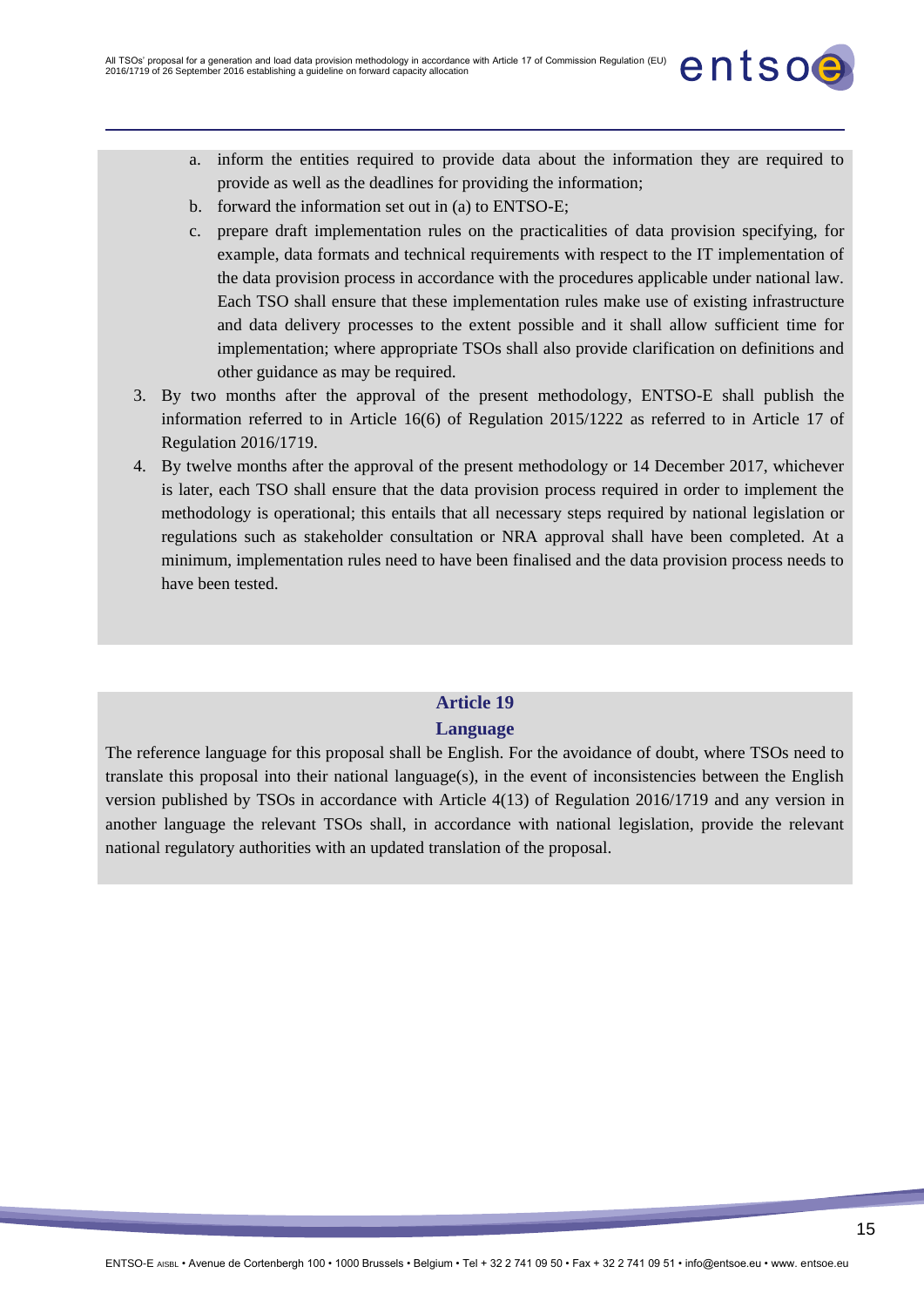a. inform the entities required to provide data about the information they are required to provide as well as the deadlines for providing the information;
   b. forward the information set out in (a) to ENTSO-E;
   c. prepare draft implementation rules on the practicalities of data provision specifying, for example, data formats and technical requirements with respect to the IT implementation of the data provision process in accordance with the procedures applicable under national law. Each TSO shall ensure that these implementation rules make use of existing infrastructure and data delivery processes to the extent possible and it shall allow sufficient time for implementation; where appropriate TSOs shall also provide clarification on definitions and other guidance as may be required.

3. By two months after the approval of the present methodology, ENTSO-E shall publish the information referred to in Article 16(6) of Regulation 2015/1222 as referred to in Article 17 of Regulation 2016/1719.
4. By twelve months after the approval of the present methodology or 14 December 2017, whichever is later, each TSO shall ensure that the data provision process required in order to implement the methodology is operational; this entails that all necessary steps required by national legislation or regulations such as stakeholder consultation or NRA approval shall have been completed. At a minimum, implementation rules need to have been finalised and the data provision process needs to have been tested.

## Article 19
## Language

The reference language for this proposal shall be English. For the avoidance of doubt, where TSOs need to translate this proposal into their national language(s), in the event of inconsistencies between the English version published by TSOs in accordance with Article 4(13) of Regulation 2016/1719 and any version in another language the relevant TSOs shall, in accordance with national legislation, provide the relevant national regulatory authorities with an updated translation of the proposal.